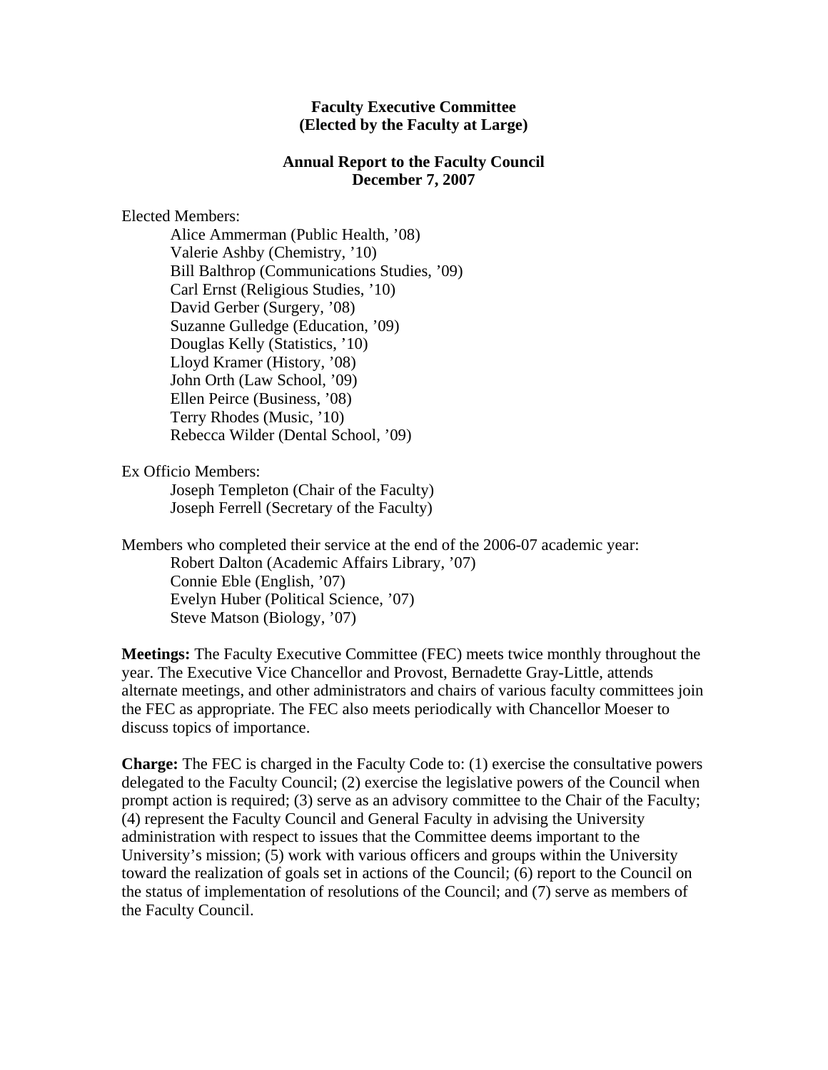# Faculty Executive Committee
## (Elected by the Faculty at Large)

## Annual Report to the Faculty Council
## December 7, 2007

Elected Members:

- Alice Ammerman (Public Health, ’08)
- Valerie Ashby (Chemistry, ’10)
- Bill Balthrop (Communications Studies, ’09)
- Carl Ernst (Religious Studies, ’10)
- David Gerber (Surgery, ’08)
- Suzanne Gulledge (Education, ’09)
- Douglas Kelly (Statistics, ’10)
- Lloyd Kramer (History, ’08)
- John Orth (Law School, ’09)
- Ellen Peirce (Business, ’08)
- Terry Rhodes (Music, ’10)
- Rebecca Wilder (Dental School, ’09)

Ex Officio Members:

- Joseph Templeton (Chair of the Faculty)
- Joseph Ferrell (Secretary of the Faculty)

Members who completed their service at the end of the 2006-07 academic year:

- Robert Dalton (Academic Affairs Library, ’07)
- Connie Eble (English, ’07)
- Evelyn Huber (Political Science, ’07)
- Steve Matson (Biology, ’07)

**Meetings:** The Faculty Executive Committee (FEC) meets twice monthly throughout the year. The Executive Vice Chancellor and Provost, Bernadette Gray-Little, attends alternate meetings, and other administrators and chairs of various faculty committees join the FEC as appropriate. The FEC also meets periodically with Chancellor Moeser to discuss topics of importance.

**Charge:** The FEC is charged in the Faculty Code to: (1) exercise the consultative powers delegated to the Faculty Council; (2) exercise the legislative powers of the Council when prompt action is required; (3) serve as an advisory committee to the Chair of the Faculty; (4) represent the Faculty Council and General Faculty in advising the University administration with respect to issues that the Committee deems important to the University’s mission; (5) work with various officers and groups within the University toward the realization of goals set in actions of the Council; (6) report to the Council on the status of implementation of resolutions of the Council; and (7) serve as members of the Faculty Council.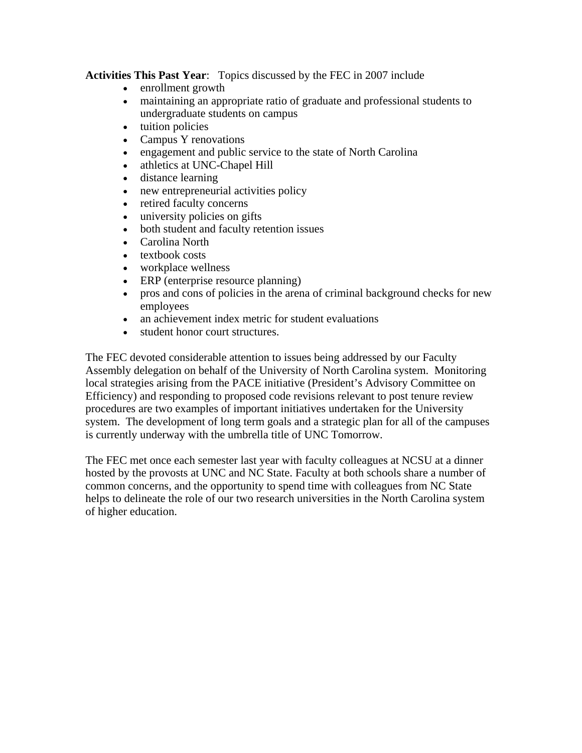**Activities This Past Year**: Topics discussed by the FEC in 2007 include

- enrollment growth
- maintaining an appropriate ratio of graduate and professional students to undergraduate students on campus
- tuition policies
- Campus Y renovations
- engagement and public service to the state of North Carolina
- athletics at UNC-Chapel Hill
- distance learning
- new entrepreneurial activities policy
- retired faculty concerns
- university policies on gifts
- both student and faculty retention issues
- Carolina North
- textbook costs
- workplace wellness
- ERP (enterprise resource planning)
- pros and cons of policies in the arena of criminal background checks for new employees
- an achievement index metric for student evaluations
- student honor court structures.

The FEC devoted considerable attention to issues being addressed by our Faculty Assembly delegation on behalf of the University of North Carolina system. Monitoring local strategies arising from the PACE initiative (President's Advisory Committee on Efficiency) and responding to proposed code revisions relevant to post tenure review procedures are two examples of important initiatives undertaken for the University system. The development of long term goals and a strategic plan for all of the campuses is currently underway with the umbrella title of UNC Tomorrow.

The FEC met once each semester last year with faculty colleagues at NCSU at a dinner hosted by the provosts at UNC and NC State. Faculty at both schools share a number of common concerns, and the opportunity to spend time with colleagues from NC State helps to delineate the role of our two research universities in the North Carolina system of higher education.